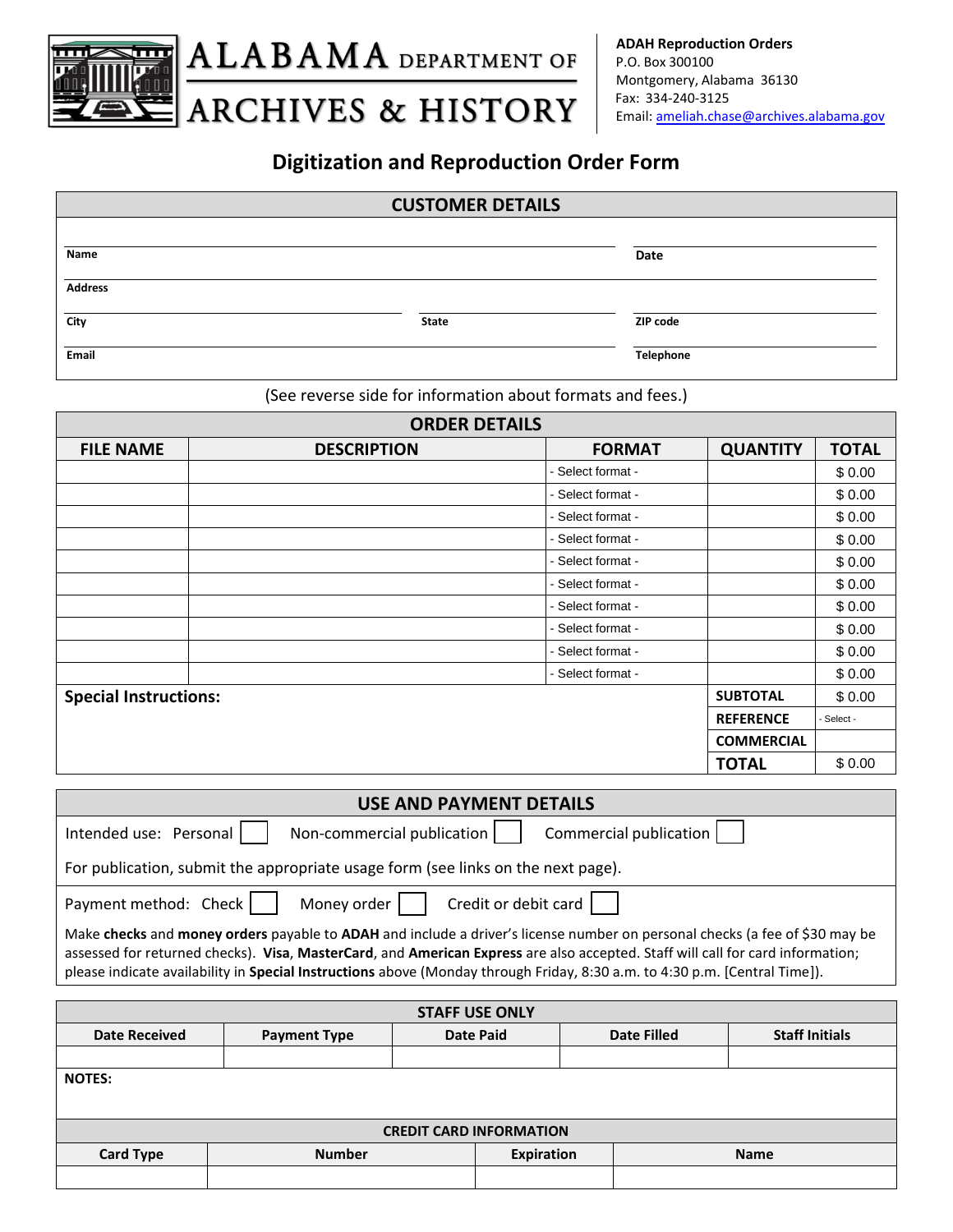**ALABAMA DEPARTMENT OF ARCHIVES & HISTORY**

**ADAH Reproduction Orders**
P.O. Box 300100
Montgomery, Alabama 36130
Fax: 334-240-3125
Email: ameliah.chase@archives.alabama.gov

# Digitization and Reproduction Order Form

## CUSTOMER DETAILS

| | | |
|---|---|---|
| **Name** | | **Date** |
| **Address** | | |
| **City** | **State** | **ZIP code** |
| **Email** | | **Telephone** |

(See reverse side for information about formats and fees.)

## ORDER DETAILS

| FILE NAME | DESCRIPTION | FORMAT | QUANTITY | TOTAL |
|---|---|---|---|---|
| | | - Select format - | | $ 0.00 |
| | | - Select format - | | $ 0.00 |
| | | - Select format - | | $ 0.00 |
| | | - Select format - | | $ 0.00 |
| | | - Select format - | | $ 0.00 |
| | | - Select format - | | $ 0.00 |
| | | - Select format - | | $ 0.00 |
| | | - Select format - | | $ 0.00 |
| | | - Select format - | | $ 0.00 |
| | | - Select format - | | $ 0.00 |
| **Special Instructions:** | | | **SUBTOTAL** | $ 0.00 |
| | | | **REFERENCE** | - Select - |
| | | | **COMMERCIAL** | |
| | | | **TOTAL** | $ 0.00 |

## USE AND PAYMENT DETAILS

Intended use: Personal ☐ Non-commercial publication ☐ Commercial publication ☐

For publication, submit the appropriate usage form (see links on the next page).

Payment method: Check ☐ Money order ☐ Credit or debit card ☐

Make **checks** and **money orders** payable to **ADAH** and include a driver's license number on personal checks (a fee of $30 may be assessed for returned checks). **Visa**, **MasterCard**, and **American Express** are also accepted. Staff will call for card information; please indicate availability in **Special Instructions** above (Monday through Friday, 8:30 a.m. to 4:30 p.m. [Central Time]).

## STAFF USE ONLY

| Date Received | Payment Type | Date Paid | Date Filled | Staff Initials |
|---|---|---|---|---|
| | | | | |

**NOTES:**

### CREDIT CARD INFORMATION

| Card Type | Number | Expiration | Name |
|---|---|---|---|
| | | | |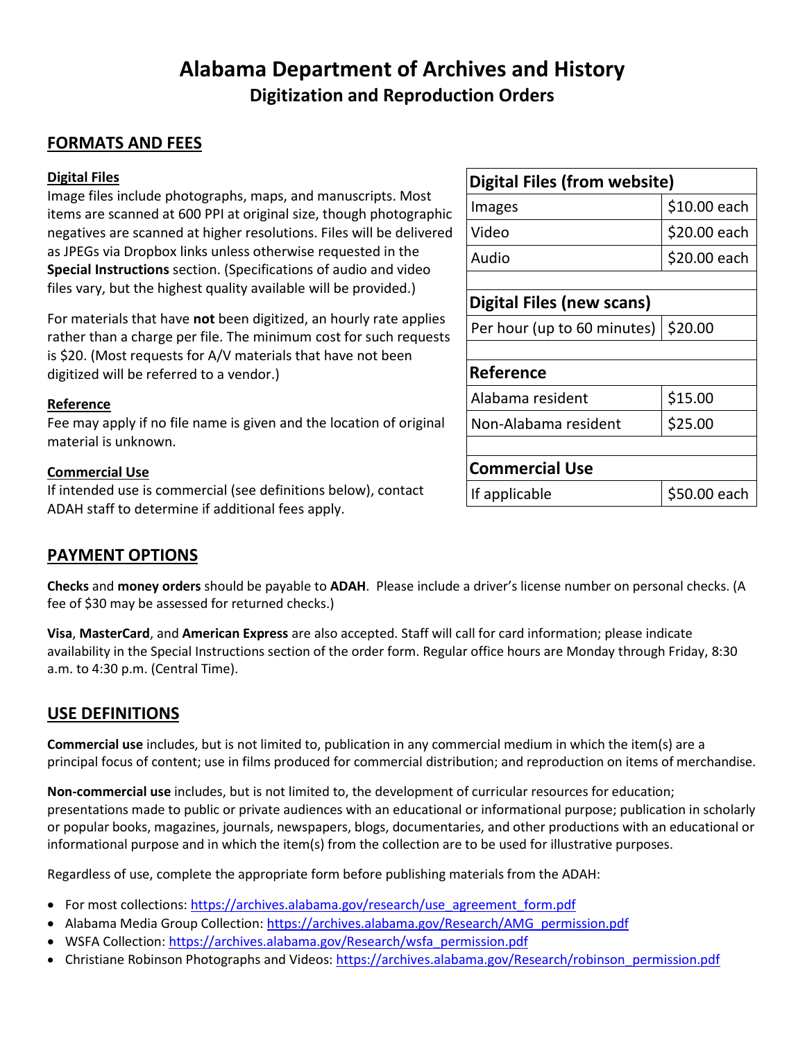# Alabama Department of Archives and History

## Digitization and Reproduction Orders

### FORMATS AND FEES

#### Digital Files

Image files include photographs, maps, and manuscripts. Most items are scanned at 600 PPI at original size, though photographic negatives are scanned at higher resolutions. Files will be delivered as JPEGs via Dropbox links unless otherwise requested in the **Special Instructions** section. (Specifications of audio and video files vary, but the highest quality available will be provided.)

For materials that have **not** been digitized, an hourly rate applies rather than a charge per file. The minimum cost for such requests is $20. (Most requests for A/V materials that have not been digitized will be referred to a vendor.)

#### Reference

Fee may apply if no file name is given and the location of original material is unknown.

#### Commercial Use

If intended use is commercial (see definitions below), contact ADAH staff to determine if additional fees apply.

| **Digital Files (from website)** | |
|---|---|
| Images | $10.00 each |
| Video | $20.00 each |
| Audio | $20.00 each |
| | |
| **Digital Files (new scans)** | |
| Per hour (up to 60 minutes) | $20.00 |
| | |
| **Reference** | |
| Alabama resident | $15.00 |
| Non-Alabama resident | $25.00 |
| | |
| **Commercial Use** | |
| If applicable | $50.00 each |

### PAYMENT OPTIONS

**Checks** and **money orders** should be payable to **ADAH**. Please include a driver's license number on personal checks. (A fee of $30 may be assessed for returned checks.)

**Visa**, **MasterCard**, and **American Express** are also accepted. Staff will call for card information; please indicate availability in the Special Instructions section of the order form. Regular office hours are Monday through Friday, 8:30 a.m. to 4:30 p.m. (Central Time).

### USE DEFINITIONS

**Commercial use** includes, but is not limited to, publication in any commercial medium in which the item(s) are a principal focus of content; use in films produced for commercial distribution; and reproduction on items of merchandise.

**Non-commercial use** includes, but is not limited to, the development of curricular resources for education; presentations made to public or private audiences with an educational or informational purpose; publication in scholarly or popular books, magazines, journals, newspapers, blogs, documentaries, and other productions with an educational or informational purpose and in which the item(s) from the collection are to be used for illustrative purposes.

Regardless of use, complete the appropriate form before publishing materials from the ADAH:

- For most collections: https://archives.alabama.gov/research/use_agreement_form.pdf
- Alabama Media Group Collection: https://archives.alabama.gov/Research/AMG_permission.pdf
- WSFA Collection: https://archives.alabama.gov/Research/wsfa_permission.pdf
- Christiane Robinson Photographs and Videos: https://archives.alabama.gov/Research/robinson_permission.pdf